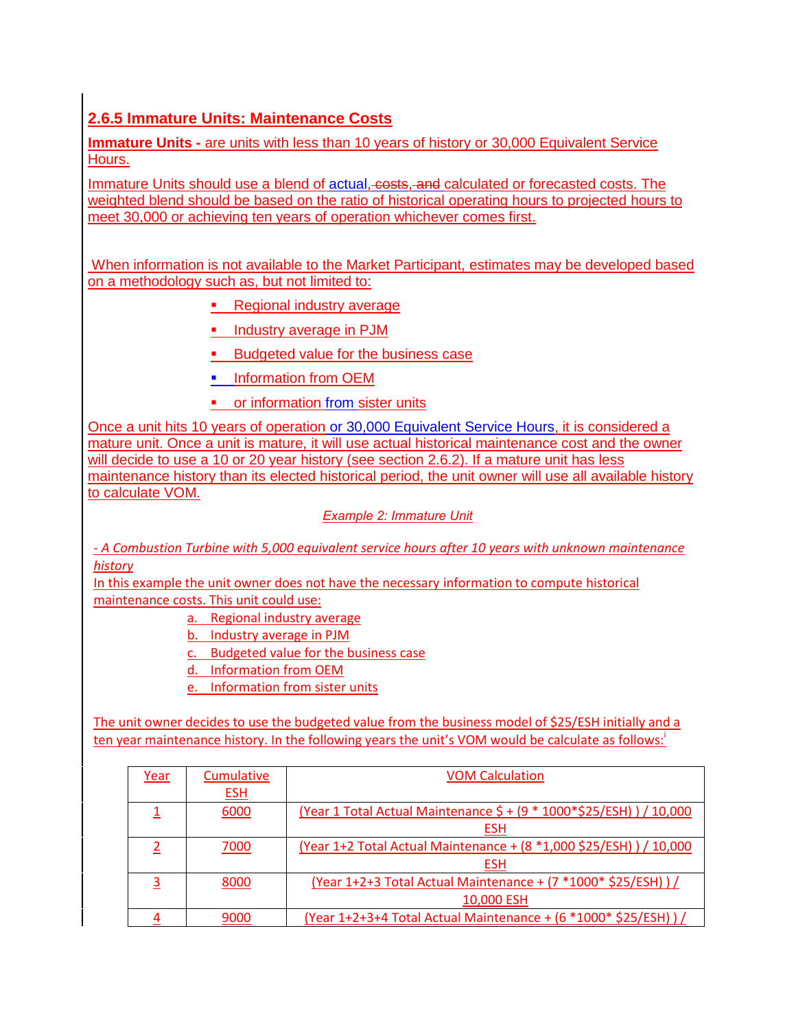### 2.6.5 Immature Units: Maintenance Costs

**Immature Units -** are units with less than 10 years of history or 30,000 Equivalent Service Hours.

Immature Units should use a blend of actual, ~~costs, and~~ calculated or forecasted costs. The weighted blend should be based on the ratio of historical operating hours to projected hours to meet 30,000 or achieving ten years of operation whichever comes first.

When information is not available to the Market Participant, estimates may be developed based on a methodology such as, but not limited to:

- Regional industry average
- Industry average in PJM
- Budgeted value for the business case
- Information from OEM
- or information from sister units

Once a unit hits 10 years of operation or 30,000 Equivalent Service Hours, it is considered a mature unit. Once a unit is mature, it will use actual historical maintenance cost and the owner will decide to use a 10 or 20 year history (see section 2.6.2). If a mature unit has less maintenance history than its elected historical period, the unit owner will use all available history to calculate VOM.

*Example 2: Immature Unit*

*- A Combustion Turbine with 5,000 equivalent service hours after 10 years with unknown maintenance history*

In this example the unit owner does not have the necessary information to compute historical maintenance costs. This unit could use:

a. Regional industry average
b. Industry average in PJM
c. Budgeted value for the business case
d. Information from OEM
e. Information from sister units

The unit owner decides to use the budgeted value from the business model of $25/ESH initially and a ten year maintenance history. In the following years the unit's VOM would be calculate as follows:[i]

| Year | Cumulative ESH | VOM Calculation |
|---|---|---|
| 1 | 6000 | (Year 1 Total Actual Maintenance $ + (9 * 1000*$25/ESH) ) / 10,000 ESH |
| 2 | 7000 | (Year 1+2 Total Actual Maintenance + (8 *1,000 $25/ESH) ) / 10,000 ESH |
| 3 | 8000 | (Year 1+2+3 Total Actual Maintenance + (7 *1000* $25/ESH) ) / 10,000 ESH |
| 4 | 9000 | (Year 1+2+3+4 Total Actual Maintenance + (6 *1000* $25/ESH) ) / |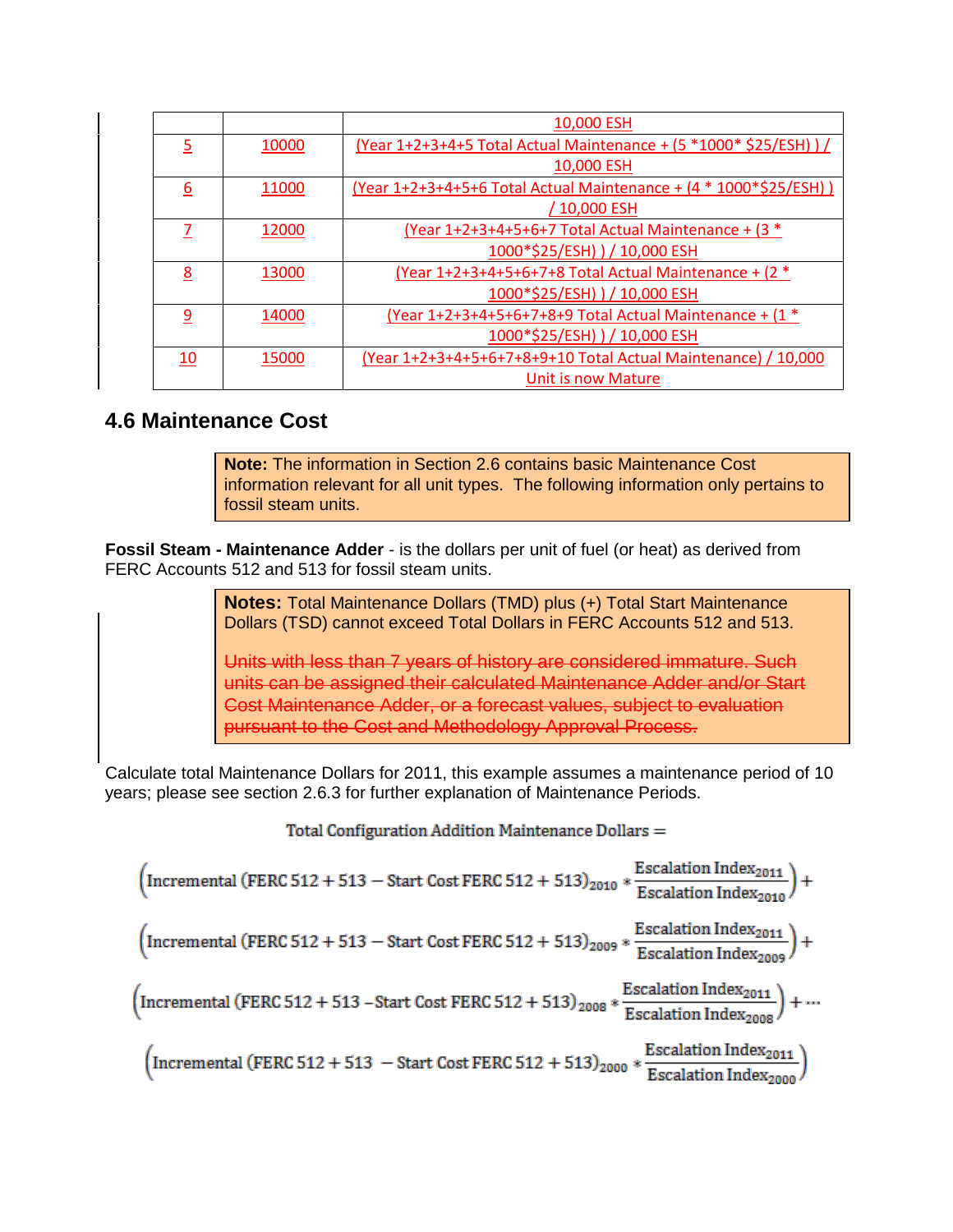| | | 10,000 ESH |
|---|---|---|
| 5 | 10000 | (Year 1+2+3+4+5 Total Actual Maintenance + (5 *1000* $25/ESH) ) / 10,000 ESH |
| 6 | 11000 | (Year 1+2+3+4+5+6 Total Actual Maintenance + (4 * 1000*$25/ESH) ) / 10,000 ESH |
| 7 | 12000 | (Year 1+2+3+4+5+6+7 Total Actual Maintenance + (3 * 1000*$25/ESH) ) / 10,000 ESH |
| 8 | 13000 | (Year 1+2+3+4+5+6+7+8 Total Actual Maintenance + (2 * 1000*$25/ESH) ) / 10,000 ESH |
| 9 | 14000 | (Year 1+2+3+4+5+6+7+8+9 Total Actual Maintenance + (1 * 1000*$25/ESH) ) / 10,000 ESH |
| 10 | 15000 | (Year 1+2+3+4+5+6+7+8+9+10 Total Actual Maintenance) / 10,000 Unit is now Mature |

## 4.6 Maintenance Cost

> **Note:** The information in Section 2.6 contains basic Maintenance Cost information relevant for all unit types. The following information only pertains to fossil steam units.

**Fossil Steam - Maintenance Adder** - is the dollars per unit of fuel (or heat) as derived from FERC Accounts 512 and 513 for fossil steam units.

> **Notes:** Total Maintenance Dollars (TMD) plus (+) Total Start Maintenance Dollars (TSD) cannot exceed Total Dollars in FERC Accounts 512 and 513.
>
> ~~Units with less than 7 years of history are considered immature. Such units can be assigned their calculated Maintenance Adder and/or Start Cost Maintenance Adder, or a forecast values, subject to evaluation pursuant to the Cost and Methodology Approval Process.~~

Calculate total Maintenance Dollars for 2011, this example assumes a maintenance period of 10 years; please see section 2.6.3 for further explanation of Maintenance Periods.

$$\text{Total Configuration Addition Maintenance Dollars} =$$

$$\left(\text{Incremental}\ (\text{FERC } 512 + 513 - \text{Start Cost FERC } 512 + 513)_{2010} * \frac{\text{Escalation Index}_{2011}}{\text{Escalation Index}_{2010}}\right) +$$

$$\left(\text{Incremental}\ (\text{FERC } 512 + 513 - \text{Start Cost FERC } 512 + 513)_{2009} * \frac{\text{Escalation Index}_{2011}}{\text{Escalation Index}_{2009}}\right) +$$

$$\left(\text{Incremental}\ (\text{FERC } 512 + 513 - \text{Start Cost FERC } 512 + 513)_{2008} * \frac{\text{Escalation Index}_{2011}}{\text{Escalation Index}_{2008}}\right) + \cdots$$

$$\left(\text{Incremental}\ (\text{FERC } 512 + 513 - \text{Start Cost FERC } 512 + 513)_{2000} * \frac{\text{Escalation Index}_{2011}}{\text{Escalation Index}_{2000}}\right)$$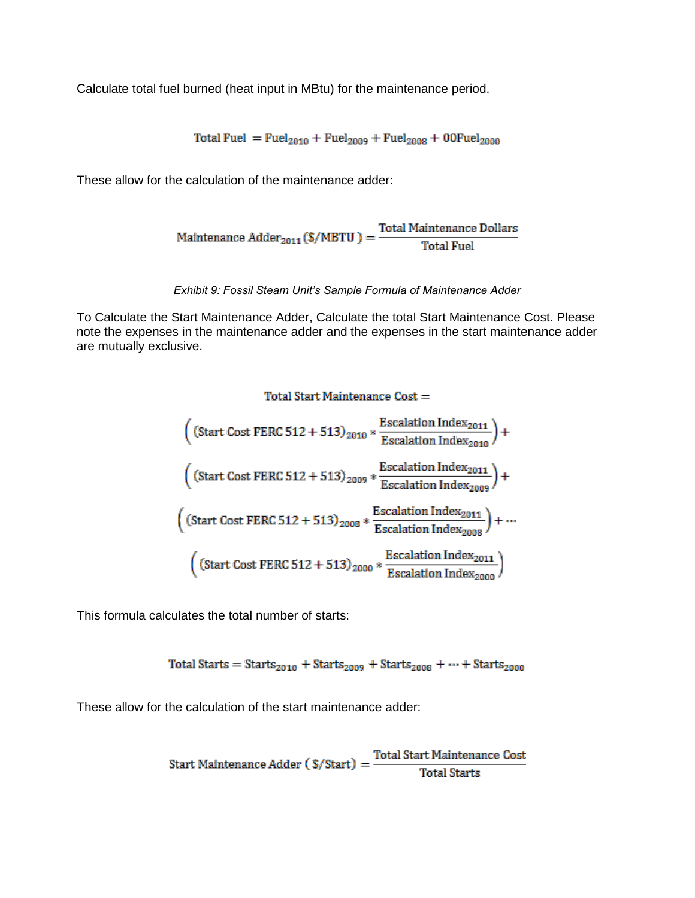Calculate total fuel burned (heat input in MBtu) for the maintenance period.

$$\text{Total Fuel } = \text{Fuel}_{2010} + \text{Fuel}_{2009} + \text{Fuel}_{2008} + 00\text{Fuel}_{2000}$$

These allow for the calculation of the maintenance adder:

$$\text{Maintenance Adder}_{2011}\,(\$/\text{MBTU}\,) = \frac{\text{Total Maintenance Dollars}}{\text{Total Fuel}}$$

*Exhibit 9: Fossil Steam Unit's Sample Formula of Maintenance Adder*

To Calculate the Start Maintenance Adder, Calculate the total Start Maintenance Cost. Please note the expenses in the maintenance adder and the expenses in the start maintenance adder are mutually exclusive.

$$\begin{aligned}
&\text{Total Start Maintenance Cost} = \\
&\left((\text{Start Cost FERC } 512 + 513)_{2010} * \frac{\text{Escalation Index}_{2011}}{\text{Escalation Index}_{2010}}\right) + \\
&\left((\text{Start Cost FERC } 512 + 513)_{2009} * \frac{\text{Escalation Index}_{2011}}{\text{Escalation Index}_{2009}}\right) + \\
&\left((\text{Start Cost FERC } 512 + 513)_{2008} * \frac{\text{Escalation Index}_{2011}}{\text{Escalation Index}_{2008}}\right) + \cdots \\
&\left((\text{Start Cost FERC } 512 + 513)_{2000} * \frac{\text{Escalation Index}_{2011}}{\text{Escalation Index}_{2000}}\right)
\end{aligned}$$

This formula calculates the total number of starts:

$$\text{Total Starts} = \text{Starts}_{2010} + \text{Starts}_{2009} + \text{Starts}_{2008} + \cdots + \text{Starts}_{2000}$$

These allow for the calculation of the start maintenance adder:

$$\text{Start Maintenance Adder}\,(\,\$/\text{Start}) = \frac{\text{Total Start Maintenance Cost}}{\text{Total Starts}}$$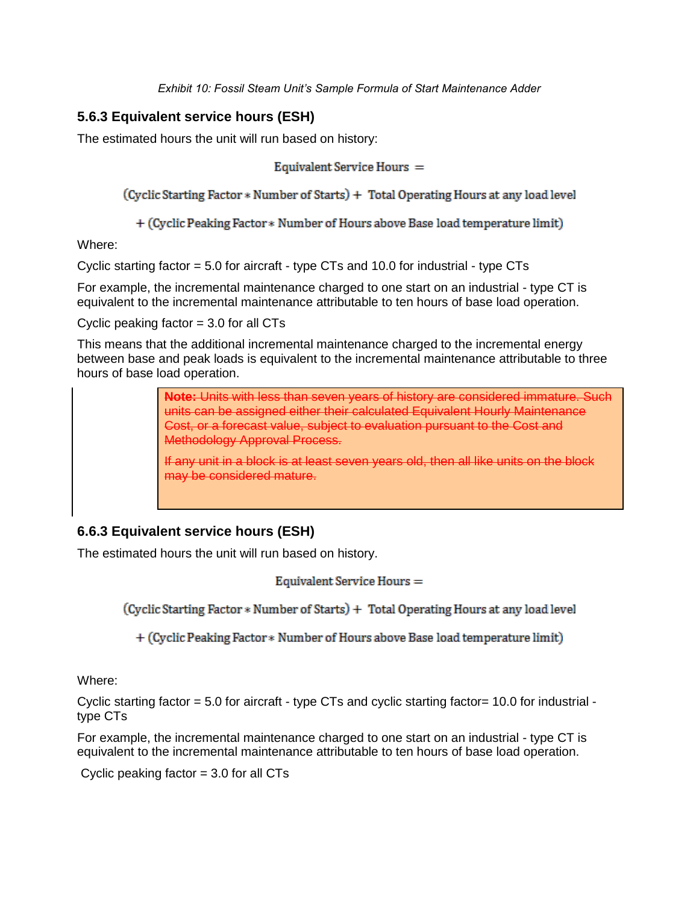*Exhibit 10: Fossil Steam Unit's Sample Formula of Start Maintenance Adder*

### 5.6.3 Equivalent service hours (ESH)

The estimated hours the unit will run based on history:

$$\text{Equivalent Service Hours} =$$

$$(\text{Cyclic Starting Factor} * \text{Number of Starts}) + \text{Total Operating Hours at any load level}$$

$$+ (\text{Cyclic Peaking Factor} * \text{Number of Hours above Base load temperature limit})$$

Where:

Cyclic starting factor = 5.0 for aircraft - type CTs and 10.0 for industrial - type CTs

For example, the incremental maintenance charged to one start on an industrial - type CT is equivalent to the incremental maintenance attributable to ten hours of base load operation.

Cyclic peaking factor = 3.0 for all CTs

This means that the additional incremental maintenance charged to the incremental energy between base and peak loads is equivalent to the incremental maintenance attributable to three hours of base load operation.

> ~~**Note:** Units with less than seven years of history are considered immature. Such units can be assigned either their calculated Equivalent Hourly Maintenance Cost, or a forecast value, subject to evaluation pursuant to the Cost and Methodology Approval Process.~~
>
> ~~If any unit in a block is at least seven years old, then all like units on the block may be considered mature.~~

### 6.6.3 Equivalent service hours (ESH)

The estimated hours the unit will run based on history.

$$\text{Equivalent Service Hours} =$$

$$(\text{Cyclic Starting Factor} * \text{Number of Starts}) + \text{Total Operating Hours at any load level}$$

$$+ (\text{Cyclic Peaking Factor} * \text{Number of Hours above Base load temperature limit})$$

Where:

Cyclic starting factor = 5.0 for aircraft - type CTs and cyclic starting factor= 10.0 for industrial - type CTs

For example, the incremental maintenance charged to one start on an industrial - type CT is equivalent to the incremental maintenance attributable to ten hours of base load operation.

Cyclic peaking factor = 3.0 for all CTs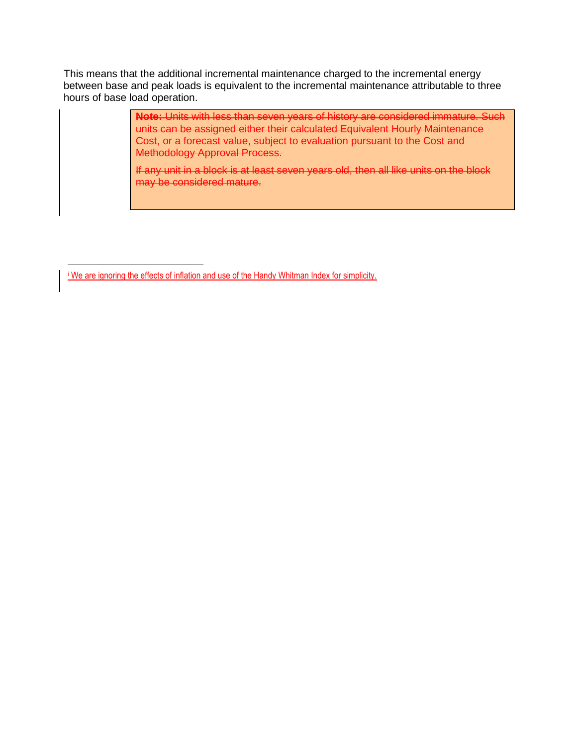This means that the additional incremental maintenance charged to the incremental energy between base and peak loads is equivalent to the incremental maintenance attributable to three hours of base load operation.

> ~~**Note:** Units with less than seven years of history are considered immature. Such units can be assigned either their calculated Equivalent Hourly Maintenance Cost, or a forecast value, subject to evaluation pursuant to the Cost and Methodology Approval Process.~~
>
> ~~If any unit in a block is at least seven years old, then all like units on the block may be considered mature.~~

---

[i] We are ignoring the effects of inflation and use of the Handy Whitman Index for simplicity.